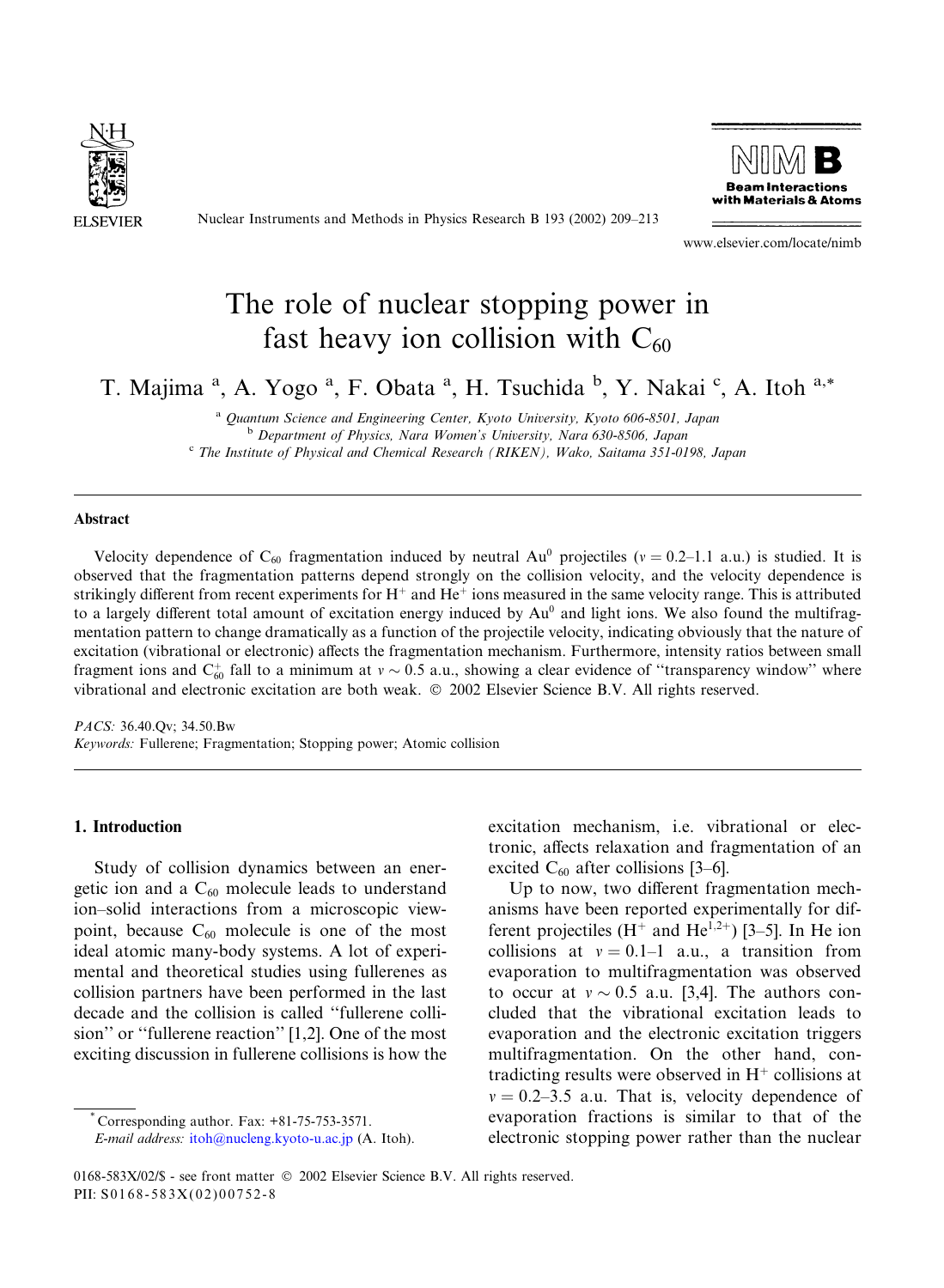# The role of nuclear stopping power in fast heavy ion collision with $C_{60}$

T. Majima [a], A. Yogo [a], F. Obata [a], H. Tsuchida [b], Y. Nakai [c], A. Itoh [a,*]

[a] *Quantum Science and Engineering Center, Kyoto University, Kyoto 606-8501, Japan*
[b] *Department of Physics, Nara Women's University, Nara 630-8506, Japan*
[c] *The Institute of Physical and Chemical Research (RIKEN), Wako, Saitama 351-0198, Japan*

## Abstract

Velocity dependence of $C_{60}$ fragmentation induced by neutral $Au^0$ projectiles ($v = 0.2$–$1.1$ a.u.) is studied. It is observed that the fragmentation patterns depend strongly on the collision velocity, and the velocity dependence is strikingly different from recent experiments for $H^+$ and $He^+$ ions measured in the same velocity range. This is attributed to a largely different total amount of excitation energy induced by $Au^0$ and light ions. We also found the multifragmentation pattern to change dramatically as a function of the projectile velocity, indicating obviously that the nature of excitation (vibrational or electronic) affects the fragmentation mechanism. Furthermore, intensity ratios between small fragment ions and $C_{60}^+$ fall to a minimum at $v \sim 0.5$ a.u., showing a clear evidence of "transparency window" where vibrational and electronic excitation are both weak. © 2002 Elsevier Science B.V. All rights reserved.

*PACS:* 36.40.Qv; 34.50.Bw
*Keywords:* Fullerene; Fragmentation; Stopping power; Atomic collision

## 1. Introduction

Study of collision dynamics between an energetic ion and a $C_{60}$ molecule leads to understand ion–solid interactions from a microscopic viewpoint, because $C_{60}$ molecule is one of the most ideal atomic many-body systems. A lot of experimental and theoretical studies using fullerenes as collision partners have been performed in the last decade and the collision is called "fullerene collision" or "fullerene reaction" [1,2]. One of the most exciting discussion in fullerene collisions is how the excitation mechanism, i.e. vibrational or electronic, affects relaxation and fragmentation of an excited $C_{60}$ after collisions [3–6].

Up to now, two different fragmentation mechanisms have been reported experimentally for different projectiles ($H^+$ and $He^{1,2+}$) [3–5]. In He ion collisions at $v = 0.1$–$1$ a.u., a transition from evaporation to multifragmentation was observed to occur at $v \sim 0.5$ a.u. [3,4]. The authors concluded that the vibrational excitation leads to evaporation and the electronic excitation triggers multifragmentation. On the other hand, contradicting results were observed in $H^+$ collisions at $v = 0.2$–$3.5$ a.u. That is, velocity dependence of evaporation fractions is similar to that of the electronic stopping power rather than the nuclear

* Corresponding author. Fax: +81-75-753-3571.
*E-mail address:* itoh@nucleng.kyoto-u.ac.jp (A. Itoh).

0168-583X/02/$ - see front matter © 2002 Elsevier Science B.V. All rights reserved.
PII: S0168-583X(02)00752-8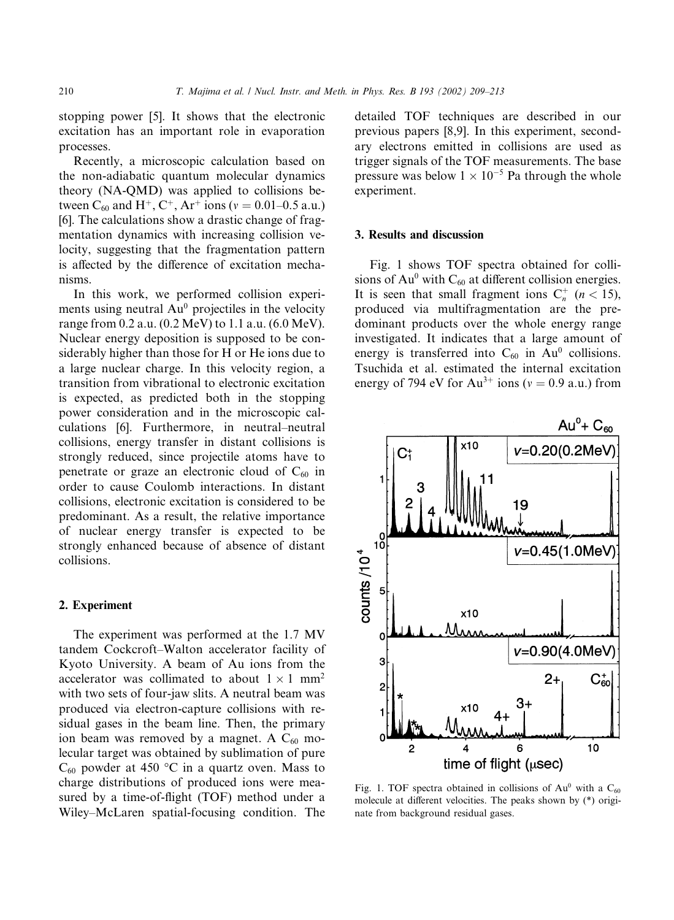stopping power [5]. It shows that the electronic excitation has an important role in evaporation processes.

Recently, a microscopic calculation based on the non-adiabatic quantum molecular dynamics theory (NA-QMD) was applied to collisions between $C_{60}$ and $H^+$, $C^+$, $Ar^+$ ions ($v = 0.01$–$0.5$ a.u.) [6]. The calculations show a drastic change of fragmentation dynamics with increasing collision velocity, suggesting that the fragmentation pattern is affected by the difference of excitation mechanisms.

In this work, we performed collision experiments using neutral $Au^0$ projectiles in the velocity range from 0.2 a.u. (0.2 MeV) to 1.1 a.u. (6.0 MeV). Nuclear energy deposition is supposed to be considerably higher than those for H or He ions due to a large nuclear charge. In this velocity region, a transition from vibrational to electronic excitation is expected, as predicted both in the stopping power consideration and in the microscopic calculations [6]. Furthermore, in neutral–neutral collisions, energy transfer in distant collisions is strongly reduced, since projectile atoms have to penetrate or graze an electronic cloud of $C_{60}$ in order to cause Coulomb interactions. In distant collisions, electronic excitation is considered to be predominant. As a result, the relative importance of nuclear energy transfer is expected to be strongly enhanced because of absence of distant collisions.

## 2. Experiment

The experiment was performed at the 1.7 MV tandem Cockcroft–Walton accelerator facility of Kyoto University. A beam of Au ions from the accelerator was collimated to about $1 \times 1$ mm$^2$ with two sets of four-jaw slits. A neutral beam was produced via electron-capture collisions with residual gases in the beam line. Then, the primary ion beam was removed by a magnet. A $C_{60}$ molecular target was obtained by sublimation of pure $C_{60}$ powder at 450 °C in a quartz oven. Mass to charge distributions of produced ions were measured by a time-of-flight (TOF) method under a Wiley–McLaren spatial-focusing condition. The detailed TOF techniques are described in our previous papers [8,9]. In this experiment, secondary electrons emitted in collisions are used as trigger signals of the TOF measurements. The base pressure was below $1 \times 10^{-5}$ Pa through the whole experiment.

## 3. Results and discussion

Fig. 1 shows TOF spectra obtained for collisions of $Au^0$ with $C_{60}$ at different collision energies. It is seen that small fragment ions $C_n^+$ ($n < 15$), produced via multifragmentation are the predominant products over the whole energy range investigated. It indicates that a large amount of energy is transferred into $C_{60}$ in $Au^0$ collisions. Tsuchida et al. estimated the internal excitation energy of 794 eV for $Au^{3+}$ ions ($v = 0.9$ a.u.) from

Fig. 1. TOF spectra obtained in collisions of $Au^0$ with a $C_{60}$ molecule at different velocities. The peaks shown by (*) originate from background residual gases.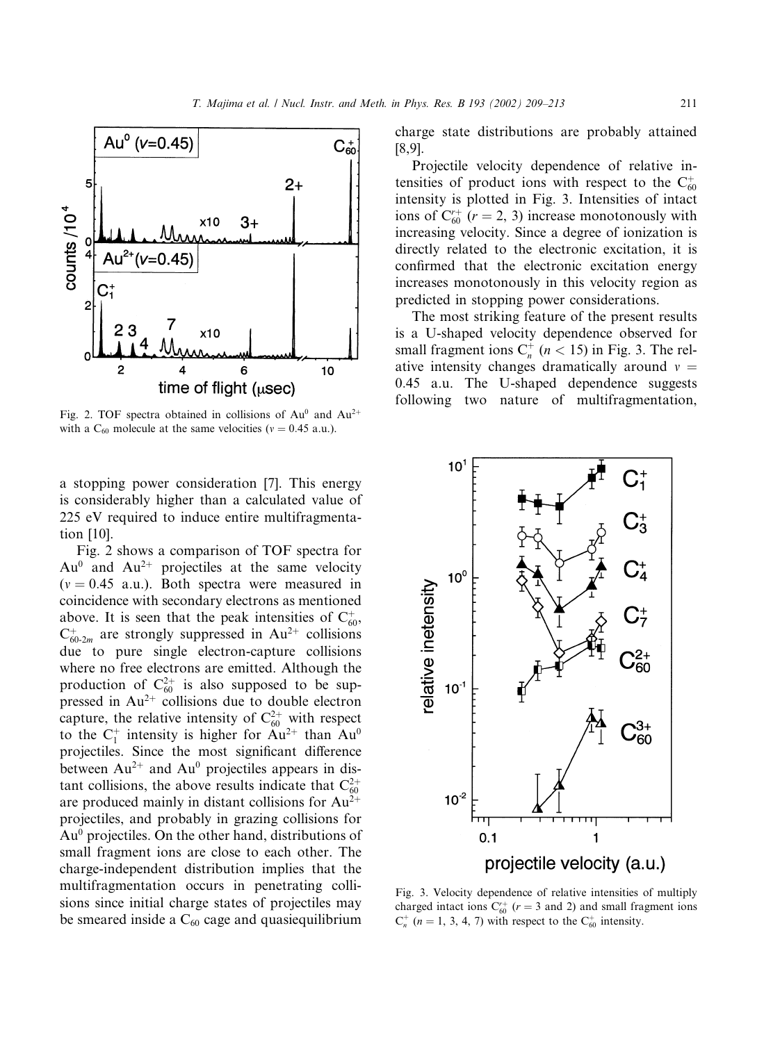Fig. 2. TOF spectra obtained in collisions of $Au^0$ and $Au^{2+}$ with a $C_{60}$ molecule at the same velocities ($v = 0.45$ a.u.).

a stopping power consideration [7]. This energy is considerably higher than a calculated value of 225 eV required to induce entire multifragmentation [10].

Fig. 2 shows a comparison of TOF spectra for $Au^0$ and $Au^{2+}$ projectiles at the same velocity ($v = 0.45$ a.u.). Both spectra were measured in coincidence with secondary electrons as mentioned above. It is seen that the peak intensities of $C_{60}^+$, $C_{60-2m}^+$ are strongly suppressed in $Au^{2+}$ collisions due to pure single electron-capture collisions where no free electrons are emitted. Although the production of $C_{60}^{2+}$ is also supposed to be suppressed in $Au^{2+}$ collisions due to double electron capture, the relative intensity of $C_{60}^{2+}$ with respect to the $C_1^+$ intensity is higher for $Au^{2+}$ than $Au^0$ projectiles. Since the most significant difference between $Au^{2+}$ and $Au^0$ projectiles appears in distant collisions, the above results indicate that $C_{60}^{2+}$ are produced mainly in distant collisions for $Au^{2+}$ projectiles, and probably in grazing collisions for $Au^0$ projectiles. On the other hand, distributions of small fragment ions are close to each other. The charge-independent distribution implies that the multifragmentation occurs in penetrating collisions since initial charge states of projectiles may be smeared inside a $C_{60}$ cage and quasiequilibrium charge state distributions are probably attained [8,9].

Projectile velocity dependence of relative intensities of product ions with respect to the $C_{60}^+$ intensity is plotted in Fig. 3. Intensities of intact ions of $C_{60}^{r+}$ ($r = 2, 3$) increase monotonously with increasing velocity. Since a degree of ionization is directly related to the electronic excitation, it is confirmed that the electronic excitation energy increases monotonously in this velocity region as predicted in stopping power considerations.

The most striking feature of the present results is a U-shaped velocity dependence observed for small fragment ions $C_n^+$ ($n < 15$) in Fig. 3. The relative intensity changes dramatically around $v = 0.45$ a.u. The U-shaped dependence suggests following two nature of multifragmentation,

Fig. 3. Velocity dependence of relative intensities of multiply charged intact ions $C_{60}^{r+}$ ($r = 3$ and 2) and small fragment ions $C_n^+$ ($n = 1, 3, 4, 7$) with respect to the $C_{60}^+$ intensity.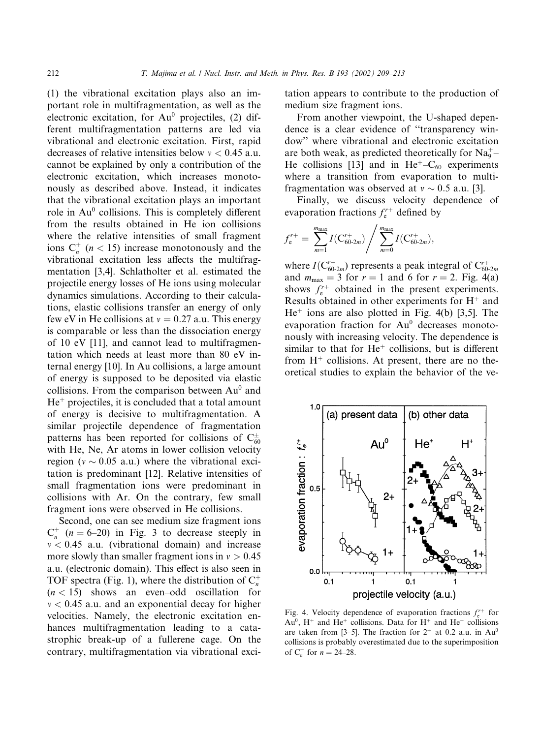(1) the vibrational excitation plays also an important role in multifragmentation, as well as the electronic excitation, for $Au^0$ projectiles, (2) different multifragmentation patterns are led via vibrational and electronic excitation. First, rapid decreases of relative intensities below $v < 0.45$ a.u. cannot be explained by only a contribution of the electronic excitation, which increases monotonously as described above. Instead, it indicates that the vibrational excitation plays an important role in $Au^0$ collisions. This is completely different from the results obtained in He ion collisions where the relative intensities of small fragment ions $C_n^+$ ($n < 15$) increase monotonously and the vibrational excitation less affects the multifragmentation [3,4]. Schlatholter et al. estimated the projectile energy losses of He ions using molecular dynamics simulations. According to their calculations, elastic collisions transfer an energy of only few eV in He collisions at $v = 0.27$ a.u. This energy is comparable or less than the dissociation energy of 10 eV [11], and cannot lead to multifragmentation which needs at least more than 80 eV internal energy [10]. In Au collisions, a large amount of energy is supposed to be deposited via elastic collisions. From the comparison between $Au^0$ and $He^+$ projectiles, it is concluded that a total amount of energy is decisive to multifragmentation. A similar projectile dependence of fragmentation patterns has been reported for collisions of $C_{60}^{\pm}$ with He, Ne, Ar atoms in lower collision velocity region ($v \sim 0.05$ a.u.) where the vibrational excitation is predominant [12]. Relative intensities of small fragmentation ions were predominant in collisions with Ar. On the contrary, few small fragment ions were observed in He collisions.

Second, one can see medium size fragment ions $C_n^+$ ($n = 6$–$20$) in Fig. 3 to decrease steeply in $v < 0.45$ a.u. (vibrational domain) and increase more slowly than smaller fragment ions in $v > 0.45$ a.u. (electronic domain). This effect is also seen in TOF spectra (Fig. 1), where the distribution of $C_n^+$ ($n < 15$) shows an even–odd oscillation for $v < 0.45$ a.u. and an exponential decay for higher velocities. Namely, the electronic excitation enhances multifragmentation leading to a catastrophic break-up of a fullerene cage. On the contrary, multifragmentation via vibrational excitation appears to contribute to the production of medium size fragment ions.

From another viewpoint, the U-shaped dependence is a clear evidence of "transparency window" where vibrational and electronic excitation are both weak, as predicted theoretically for $Na_9^+$–He collisions [13] and in $He^+$–$C_{60}$ experiments where a transition from evaporation to multifragmentation was observed at $v \sim 0.5$ a.u. [3].

Finally, we discuss velocity dependence of evaporation fractions $f_e^{r+}$ defined by

$$f_e^{r+} = \sum_{m=1}^{m_{max}} I(C_{60\text{-}2m}^{r+}) \bigg/ \sum_{m=0}^{m_{max}} I(C_{60\text{-}2m}^{r+}),$$

where $I(C_{60\text{-}2m}^{r+})$ represents a peak integral of $C_{60\text{-}2m}^{r+}$ and $m_{max} = 3$ for $r = 1$ and 6 for $r = 2$. Fig. 4(a) shows $f_e^{r+}$ obtained in the present experiments. Results obtained in other experiments for $H^+$ and $He^+$ ions are also plotted in Fig. 4(b) [3,5]. The evaporation fraction for $Au^0$ decreases monotonously with increasing velocity. The dependence is similar to that for $He^+$ collisions, but is different from $H^+$ collisions. At present, there are no theoretical studies to explain the behavior of the ve-

Fig. 4. Velocity dependence of evaporation fractions $f_e^{r+}$ for $Au^0$, $H^+$ and $He^+$ collisions. Data for $H^+$ and $He^+$ collisions are taken from [3–5]. The fraction for $2^+$ at 0.2 a.u. in $Au^0$ collisions is probably overestimated due to the superimposition of $C_n^+$ for $n = 24$–$28$.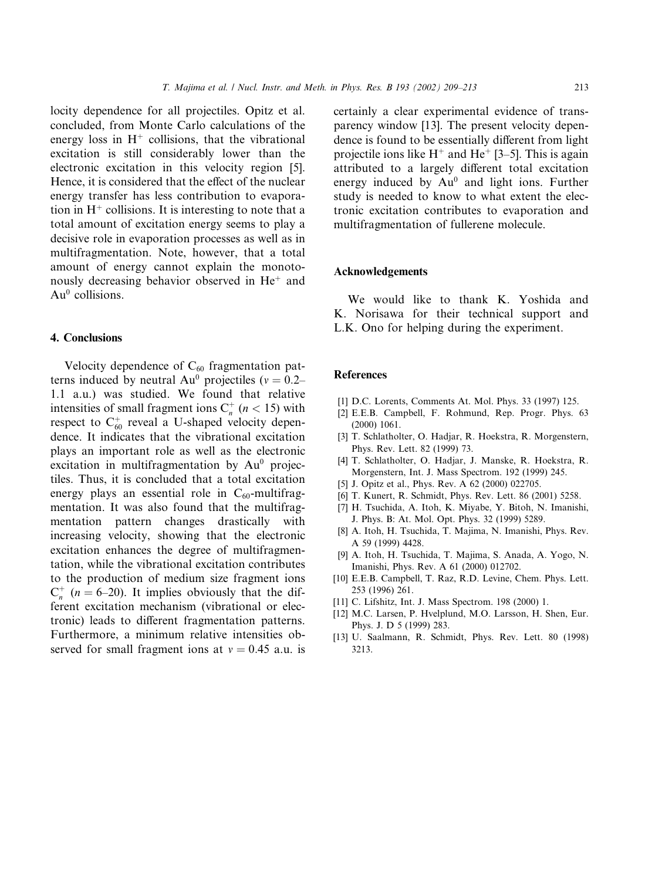locity dependence for all projectiles. Opitz et al. concluded, from Monte Carlo calculations of the energy loss in $H^+$ collisions, that the vibrational excitation is still considerably lower than the electronic excitation in this velocity region [5]. Hence, it is considered that the effect of the nuclear energy transfer has less contribution to evaporation in $H^+$ collisions. It is interesting to note that a total amount of excitation energy seems to play a decisive role in evaporation processes as well as in multifragmentation. Note, however, that a total amount of energy cannot explain the monotonously decreasing behavior observed in $He^+$ and $Au^0$ collisions.

## 4. Conclusions

Velocity dependence of $C_{60}$ fragmentation patterns induced by neutral $Au^0$ projectiles ($v = 0.2$–$1.1$ a.u.) was studied. We found that relative intensities of small fragment ions $C_n^+$ ($n < 15$) with respect to $C_{60}^+$ reveal a U-shaped velocity dependence. It indicates that the vibrational excitation plays an important role as well as the electronic excitation in multifragmentation by $Au^0$ projectiles. Thus, it is concluded that a total excitation energy plays an essential role in $C_{60}$-multifragmentation. It was also found that the multifragmentation pattern changes drastically with increasing velocity, showing that the electronic excitation enhances the degree of multifragmentation, while the vibrational excitation contributes to the production of medium size fragment ions $C_n^+$ ($n = 6$–$20$). It implies obviously that the different excitation mechanism (vibrational or electronic) leads to different fragmentation patterns. Furthermore, a minimum relative intensities observed for small fragment ions at $v = 0.45$ a.u. is certainly a clear experimental evidence of transparency window [13]. The present velocity dependence is found to be essentially different from light projectile ions like $H^+$ and $He^+$ [3–5]. This is again attributed to a largely different total excitation energy induced by $Au^0$ and light ions. Further study is needed to know to what extent the electronic excitation contributes to evaporation and multifragmentation of fullerene molecule.

## Acknowledgements

We would like to thank K. Yoshida and K. Norisawa for their technical support and L.K. Ono for helping during the experiment.

## References

[1] D.C. Lorents, Comments At. Mol. Phys. 33 (1997) 125.

[2] E.E.B. Campbell, F. Rohmund, Rep. Progr. Phys. 63 (2000) 1061.

[3] T. Schlatholter, O. Hadjar, R. Hoekstra, R. Morgenstern, Phys. Rev. Lett. 82 (1999) 73.

[4] T. Schlatholter, O. Hadjar, J. Manske, R. Hoekstra, R. Morgenstern, Int. J. Mass Spectrom. 192 (1999) 245.

[5] J. Opitz et al., Phys. Rev. A 62 (2000) 022705.

[6] T. Kunert, R. Schmidt, Phys. Rev. Lett. 86 (2001) 5258.

[7] H. Tsuchida, A. Itoh, K. Miyabe, Y. Bitoh, N. Imanishi, J. Phys. B: At. Mol. Opt. Phys. 32 (1999) 5289.

[8] A. Itoh, H. Tsuchida, T. Majima, N. Imanishi, Phys. Rev. A 59 (1999) 4428.

[9] A. Itoh, H. Tsuchida, T. Majima, S. Anada, A. Yogo, N. Imanishi, Phys. Rev. A 61 (2000) 012702.

[10] E.E.B. Campbell, T. Raz, R.D. Levine, Chem. Phys. Lett. 253 (1996) 261.

[11] C. Lifshitz, Int. J. Mass Spectrom. 198 (2000) 1.

[12] M.C. Larsen, P. Hvelplund, M.O. Larsson, H. Shen, Eur. Phys. J. D 5 (1999) 283.

[13] U. Saalmann, R. Schmidt, Phys. Rev. Lett. 80 (1998) 3213.